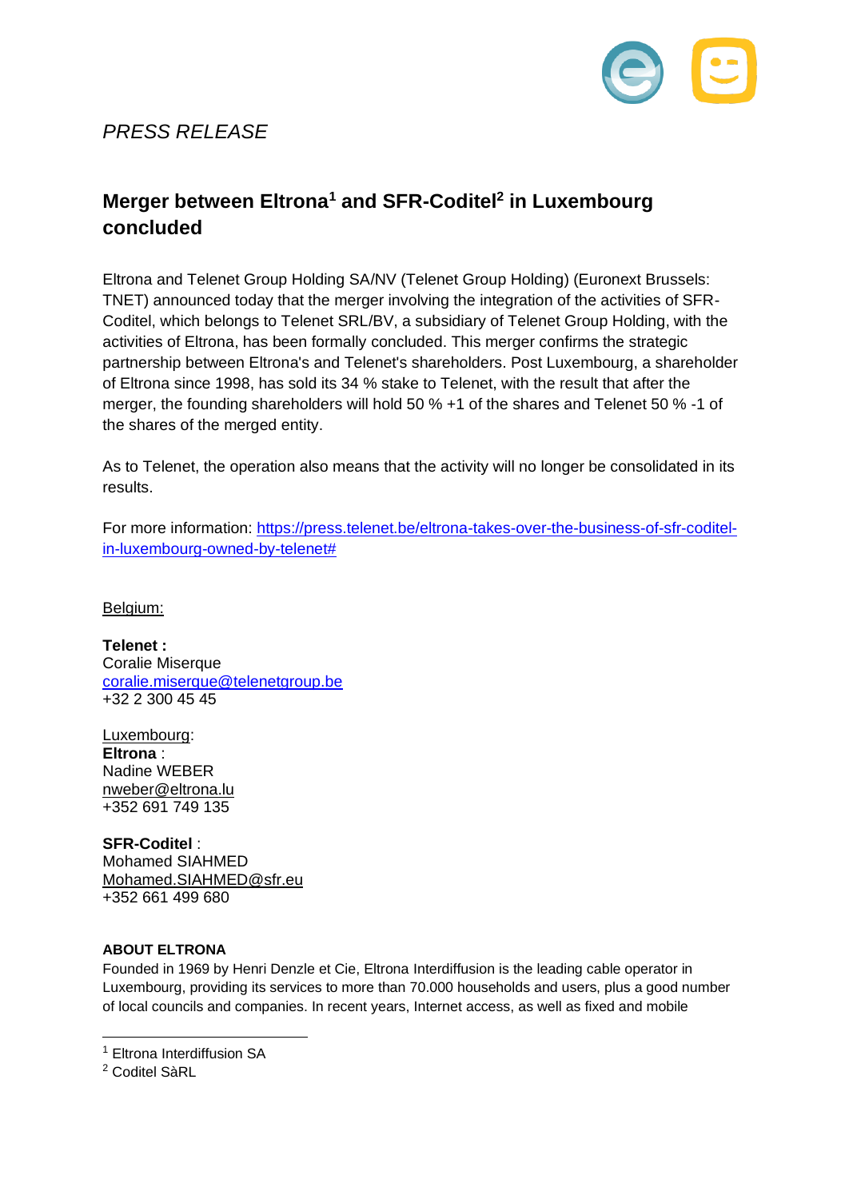*PRESS RELEASE*

# Merger between Eltrona[1] and SFR-Coditel[2] in Luxembourg concluded

Eltrona and Telenet Group Holding SA/NV (Telenet Group Holding) (Euronext Brussels: TNET) announced today that the merger involving the integration of the activities of SFR-Coditel, which belongs to Telenet SRL/BV, a subsidiary of Telenet Group Holding, with the activities of Eltrona, has been formally concluded. This merger confirms the strategic partnership between Eltrona's and Telenet's shareholders. Post Luxembourg, a shareholder of Eltrona since 1998, has sold its 34 % stake to Telenet, with the result that after the merger, the founding shareholders will hold 50 % +1 of the shares and Telenet 50 % -1 of the shares of the merged entity.

As to Telenet, the operation also means that the activity will no longer be consolidated in its results.

For more information: [https://press.telenet.be/eltrona-takes-over-the-business-of-sfr-coditel-in-luxembourg-owned-by-telenet#](https://press.telenet.be/eltrona-takes-over-the-business-of-sfr-coditel-in-luxembourg-owned-by-telenet#)

Belgium:

**Telenet :**
Coralie Miserque
coralie.miserque@telenetgroup.be
+32 2 300 45 45

Luxembourg:
**Eltrona** :
Nadine WEBER
nweber@eltrona.lu
+352 691 749 135

**SFR-Coditel** :
Mohamed SIAHMED
Mohamed.SIAHMED@sfr.eu
+352 661 499 680

**ABOUT ELTRONA**

Founded in 1969 by Henri Denzle et Cie, Eltrona Interdiffusion is the leading cable operator in Luxembourg, providing its services to more than 70.000 households and users, plus a good number of local councils and companies. In recent years, Internet access, as well as fixed and mobile

[1] Eltrona Interdiffusion SA

[2] Coditel SàRL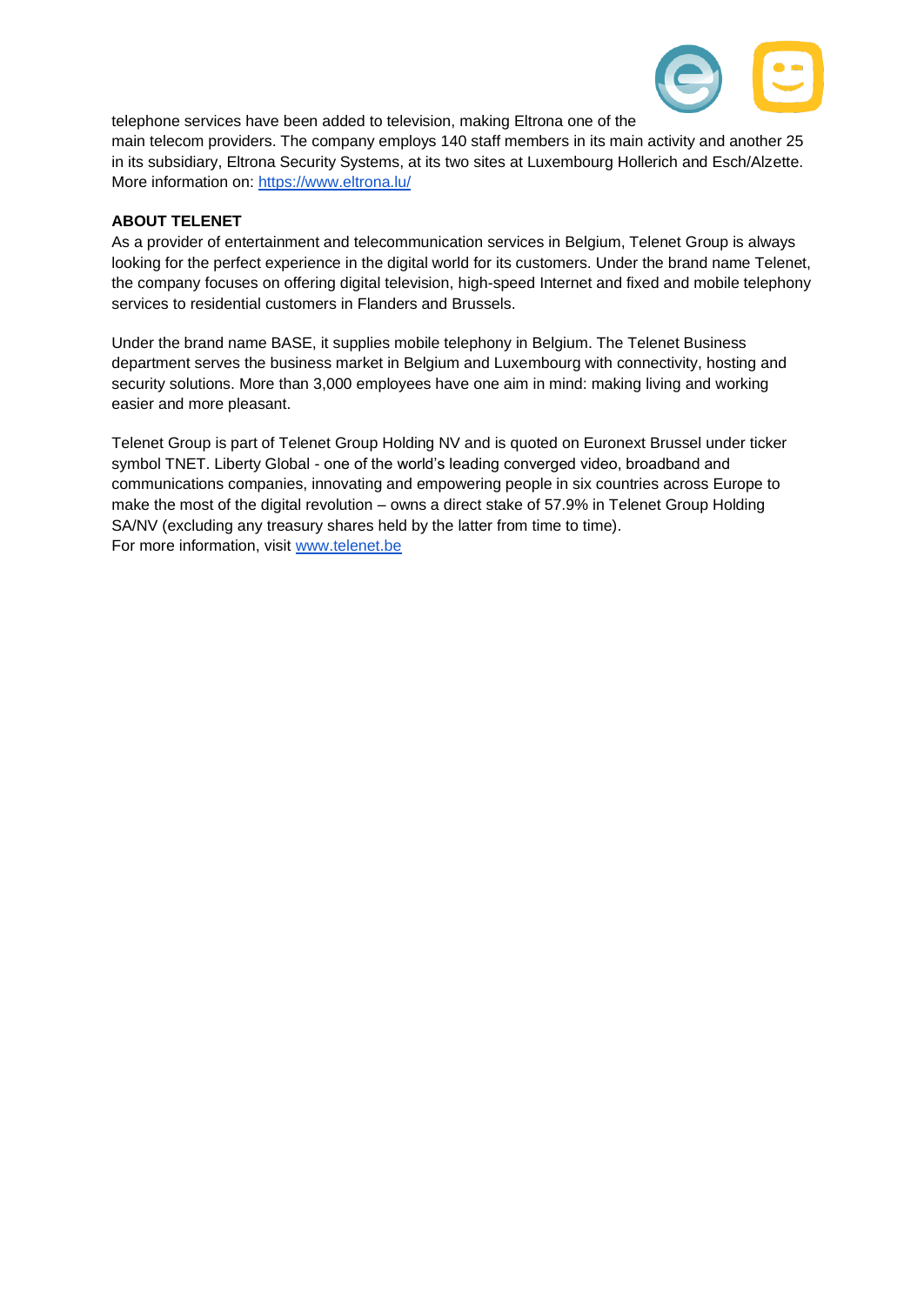telephone services have been added to television, making Eltrona one of the main telecom providers. The company employs 140 staff members in its main activity and another 25 in its subsidiary, Eltrona Security Systems, at its two sites at Luxembourg Hollerich and Esch/Alzette. More information on: https://www.eltrona.lu/

**ABOUT TELENET**

As a provider of entertainment and telecommunication services in Belgium, Telenet Group is always looking for the perfect experience in the digital world for its customers. Under the brand name Telenet, the company focuses on offering digital television, high-speed Internet and fixed and mobile telephony services to residential customers in Flanders and Brussels.

Under the brand name BASE, it supplies mobile telephony in Belgium. The Telenet Business department serves the business market in Belgium and Luxembourg with connectivity, hosting and security solutions. More than 3,000 employees have one aim in mind: making living and working easier and more pleasant.

Telenet Group is part of Telenet Group Holding NV and is quoted on Euronext Brussel under ticker symbol TNET. Liberty Global - one of the world's leading converged video, broadband and communications companies, innovating and empowering people in six countries across Europe to make the most of the digital revolution – owns a direct stake of 57.9% in Telenet Group Holding SA/NV (excluding any treasury shares held by the latter from time to time).
For more information, visit www.telenet.be